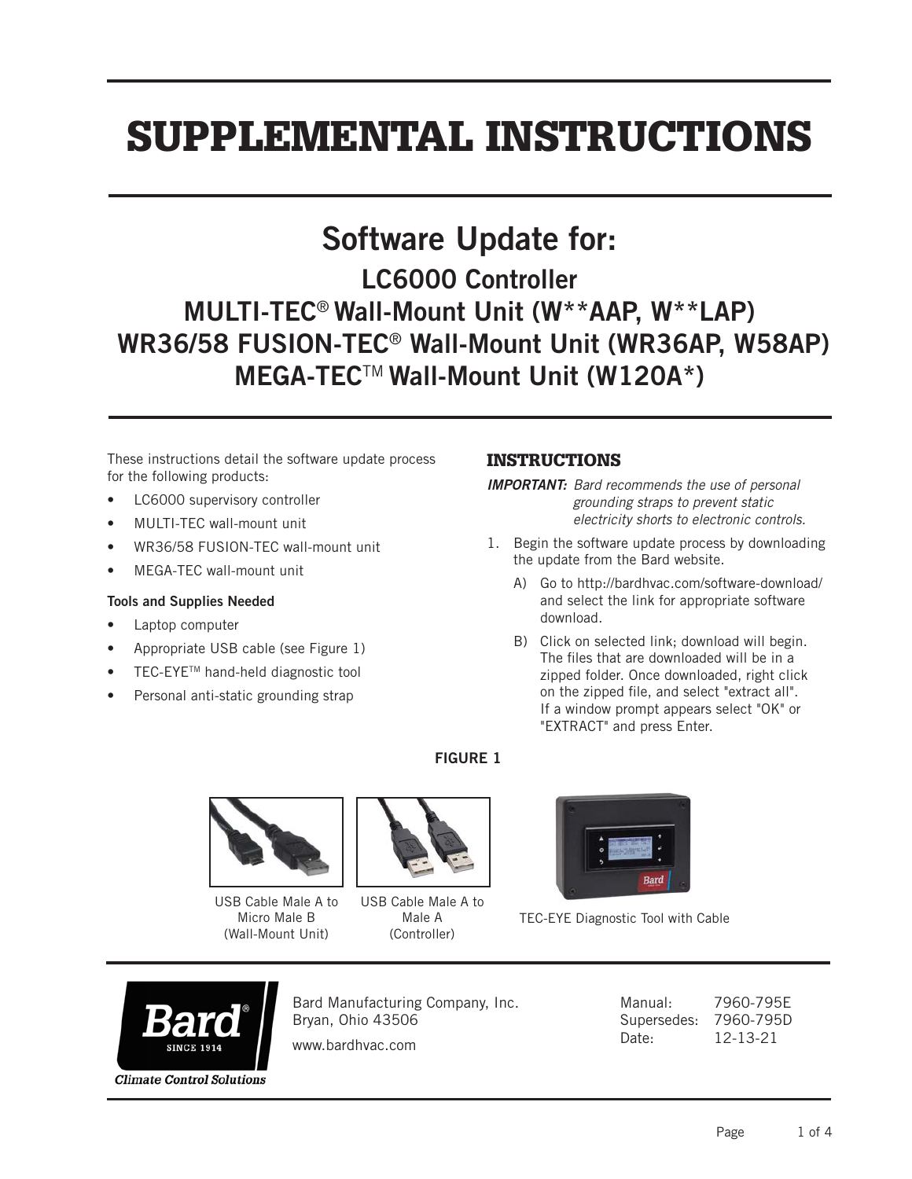# SUPPLEMENTAL INSTRUCTIONS

## Software Update for:

### LC6000 Controller
### MULTI-TEC® Wall-Mount Unit (W**AAP, W**LAP)
### WR36/58 FUSION-TEC® Wall-Mount Unit (WR36AP, W58AP)
### MEGA-TEC™ Wall-Mount Unit (W120A*)

These instructions detail the software update process for the following products:

- LC6000 supervisory controller
- MULTI-TEC wall-mount unit
- WR36/58 FUSION-TEC wall-mount unit
- MEGA-TEC wall-mount unit

**Tools and Supplies Needed**

- Laptop computer
- Appropriate USB cable (see Figure 1)
- TEC-EYE™ hand-held diagnostic tool
- Personal anti-static grounding strap

## INSTRUCTIONS

***IMPORTANT:*** *Bard recommends the use of personal grounding straps to prevent static electricity shorts to electronic controls.*

1. Begin the software update process by downloading the update from the Bard website.
   A) Go to http://bardhvac.com/software-download/ and select the link for appropriate software download.
   B) Click on selected link; download will begin. The files that are downloaded will be in a zipped folder. Once downloaded, right click on the zipped file, and select "extract all". If a window prompt appears select "OK" or "EXTRACT" and press Enter.

**FIGURE 1**

USB Cable Male A to Micro Male B (Wall-Mount Unit)

USB Cable Male A to Male A (Controller)

TEC-EYE Diagnostic Tool with Cable

Bard Manufacturing Company, Inc.
Bryan, Ohio 43506

www.bardhvac.com

Manual: 7960-795E
Supersedes: 7960-795D
Date: 12-13-21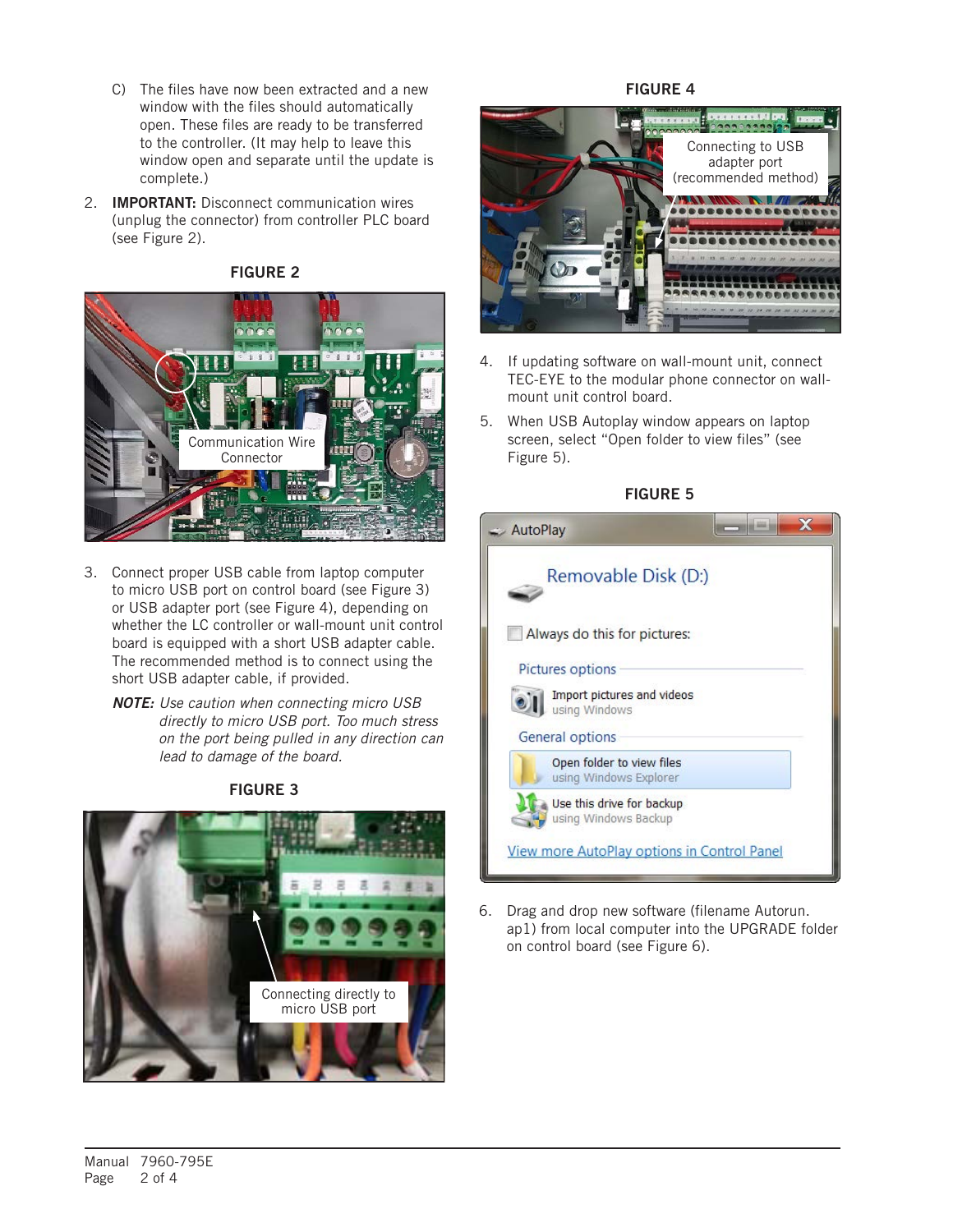C) The files have now been extracted and a new window with the files should automatically open. These files are ready to be transferred to the controller. (It may help to leave this window open and separate until the update is complete.)

2. **IMPORTANT:** Disconnect communication wires (unplug the connector) from controller PLC board (see Figure 2).

**FIGURE 2**

Communication Wire Connector

3. Connect proper USB cable from laptop computer to micro USB port on control board (see Figure 3) or USB adapter port (see Figure 4), depending on whether the LC controller or wall-mount unit control board is equipped with a short USB adapter cable. The recommended method is to connect using the short USB adapter cable, if provided.

   ***NOTE:*** *Use caution when connecting micro USB directly to micro USB port. Too much stress on the port being pulled in any direction can lead to damage of the board.*

**FIGURE 3**

Connecting directly to micro USB port

**FIGURE 4**

Connecting to USB adapter port (recommended method)

4. If updating software on wall-mount unit, connect TEC-EYE to the modular phone connector on wall-mount unit control board.

5. When USB Autoplay window appears on laptop screen, select "Open folder to view files" (see Figure 5).

**FIGURE 5**

AutoPlay

Removable Disk (D:)

Always do this for pictures:

Pictures options

Import pictures and videos using Windows

General options

Open folder to view files using Windows Explorer

Use this drive for backup using Windows Backup

View more AutoPlay options in Control Panel

6. Drag and drop new software (filename Autorun.ap1) from local computer into the UPGRADE folder on control board (see Figure 6).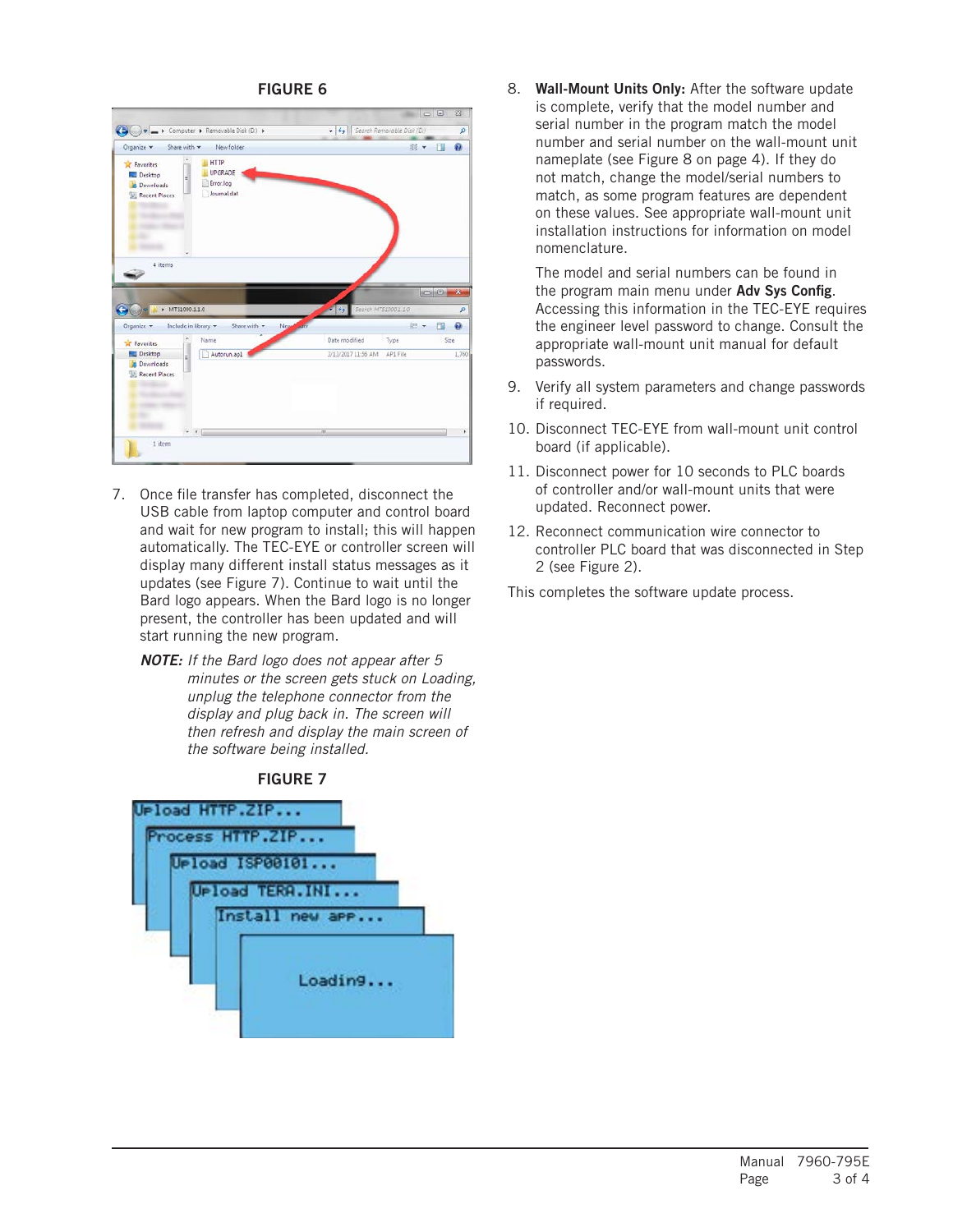**FIGURE 6**

7. Once file transfer has completed, disconnect the USB cable from laptop computer and control board and wait for new program to install; this will happen automatically. The TEC-EYE or controller screen will display many different install status messages as it updates (see Figure 7). Continue to wait until the Bard logo appears. When the Bard logo is no longer present, the controller has been updated and will start running the new program.

   ***NOTE:*** *If the Bard logo does not appear after 5 minutes or the screen gets stuck on Loading, unplug the telephone connector from the display and plug back in. The screen will then refresh and display the main screen of the software being installed.*

**FIGURE 7**

8. **Wall-Mount Units Only:** After the software update is complete, verify that the model number and serial number in the program match the model number and serial number on the wall-mount unit nameplate (see Figure 8 on page 4). If they do not match, change the model/serial numbers to match, as some program features are dependent on these values. See appropriate wall-mount unit installation instructions for information on model nomenclature.

   The model and serial numbers can be found in the program main menu under **Adv Sys Config**. Accessing this information in the TEC-EYE requires the engineer level password to change. Consult the appropriate wall-mount unit manual for default passwords.

9. Verify all system parameters and change passwords if required.

10. Disconnect TEC-EYE from wall-mount unit control board (if applicable).

11. Disconnect power for 10 seconds to PLC boards of controller and/or wall-mount units that were updated. Reconnect power.

12. Reconnect communication wire connector to controller PLC board that was disconnected in Step 2 (see Figure 2).

This completes the software update process.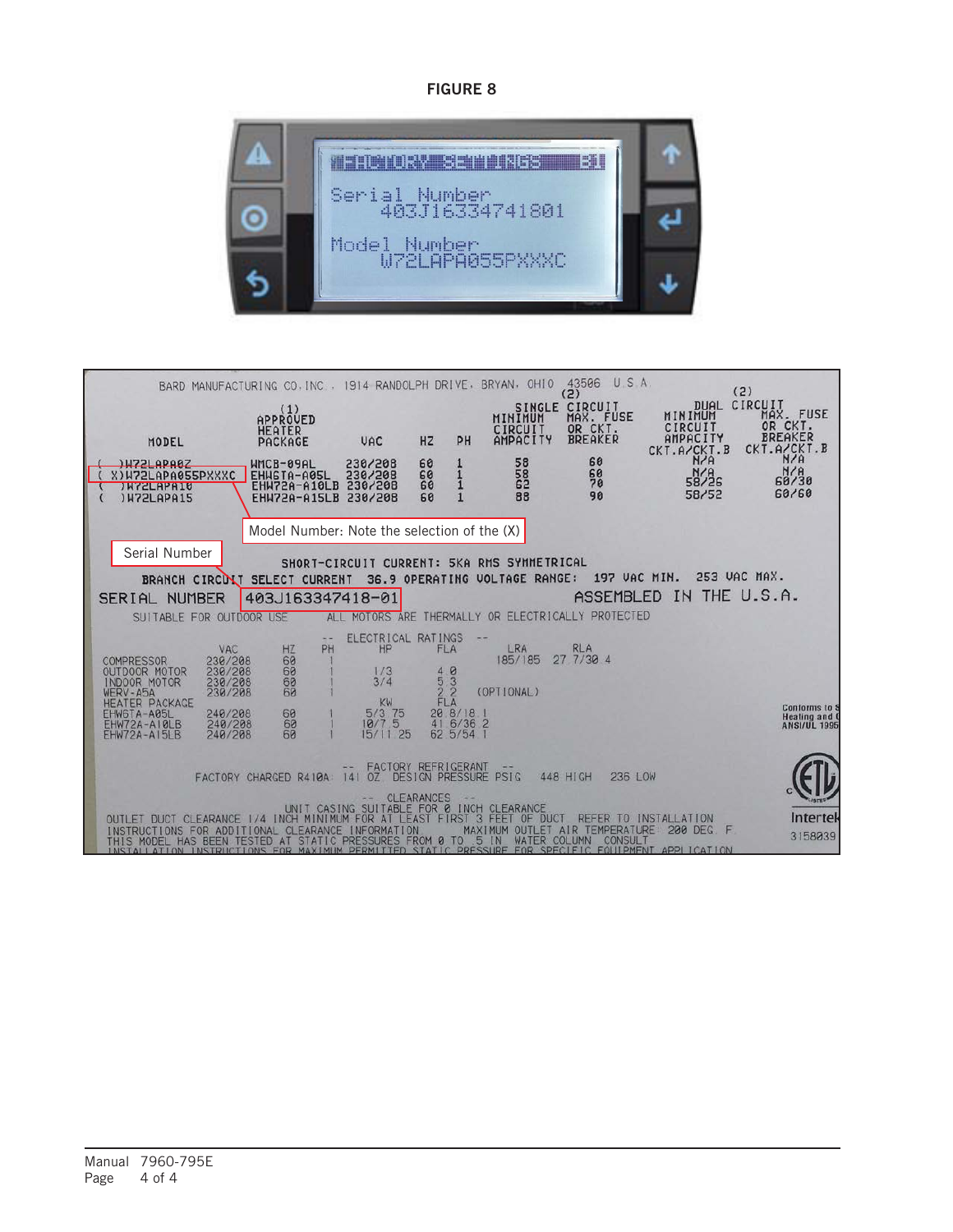**FIGURE 8**

FACTORY SETTINGS

Serial Number
403J16334741801

Model Number
W72LAPA055PXXXC

BARD MANUFACTURING CO. INC., 1914 RANDOLPH DRIVE, BRYAN, OHIO 43506 U.S.A.

| MODEL | (1) APPROVED HEATER PACKAGE | VAC | HZ | PH | (2) SINGLE CIRCUIT MINIMUM CIRCUIT AMPACITY | (2) SINGLE CIRCUIT MAX. FUSE OR CKT. BREAKER | (2) DUAL CIRCUIT MINIMUM CIRCUIT AMPACITY CKT.A/CKT.B | (2) DUAL CIRCUIT MAX. FUSE OR CKT. BREAKER CKT.A/CKT.B |
|---|---|---|---|---|---|---|---|---|
| ( )W72LAPA0Z | WMCB-09AL | 230/208 | 60 | 1 | 58 | 60 | N/A | N/A |
| ( X)W72LAPA055PXXXC | EHW6TA-A05L | 230/208 | 60 | 1 | 58 | 60 | N/A | N/A |
| ( )W72LAPA10 | EHW72A-A10LB | 230/208 | 60 | 1 | 62 | 70 | 58/26 | 60/30 |
| ( )W72LAPA15 | EHW72A-A15LB | 230/208 | 60 | 1 | 88 | 90 | 58/52 | 60/60 |

Model Number: Note the selection of the (X)

Serial Number

SHORT-CIRCUIT CURRENT: 5KA RMS SYMMETRICAL

BRANCH CIRCUIT SELECT CURRENT 36.9 OPERATING VOLTAGE RANGE: 197 VAC MIN. 253 VAC MAX.

SERIAL NUMBER 403J163347418-01 ASSEMBLED IN THE U.S.A.

SUITABLE FOR OUTDOOR USE ALL MOTORS ARE THERMALLY OR ELECTRICALLY PROTECTED

-- ELECTRICAL RATINGS --

| | VAC | HZ | PH | HP | FLA | LRA | RLA |
|---|---|---|---|---|---|---|---|
| COMPRESSOR | 230/208 | 60 | 1 | | | 185/185 | 27.7/30.4 |
| OUTDOOR MOTOR | 230/208 | 60 | 1 | 1/3 | 4.0 | | |
| INDOOR MOTOR | 230/208 | 60 | 1 | 3/4 | 5.3 | | |
| WERV-A5A | 230/208 | 60 | | | 2.2 | (OPTIONAL) | |
| HEATER PACKAGE | | | | KW | FLA | | |
| EHW6TA-A05L | 240/208 | 60 | 1 | 5/3.75 | 20.8/18.1 | | |
| EHW72A-A10LB | 240/208 | 60 | 1 | 10/7.5 | 41.6/36.2 | | |
| EHW72A-A15LB | 240/208 | 60 | 1 | 15/11.25 | 62.5/54.1 | | |

-- FACTORY REFRIGERANT --

FACTORY CHARGED R410A: 141 OZ. DESIGN PRESSURE PSIG 448 HIGH 236 LOW

-- CLEARANCES --

UNIT CASING SUITABLE FOR 0 INCH CLEARANCE

OUTLET DUCT CLEARANCE 1/4 INCH MINIMUM FOR AT LEAST FIRST 3 FEET OF DUCT. REFER TO INSTALLATION INSTRUCTIONS FOR ADDITIONAL CLEARANCE INFORMATION. MAXIMUM OUTLET AIR TEMPERATURE: 200 DEG. F

THIS MODEL HAS BEEN TESTED AT STATIC PRESSURES FROM 0 TO .5 IN. WATER COLUMN. CONSULT INSTALLATION INSTRUCTIONS FOR MAXIMUM PERMITTED STATIC PRESSURE FOR SPECIFIC EQUIPMENT APPLICATION

Conforms to S... Heating and C... ANSI/UL 1995

Intertek 3158039

Manual 7960-795E